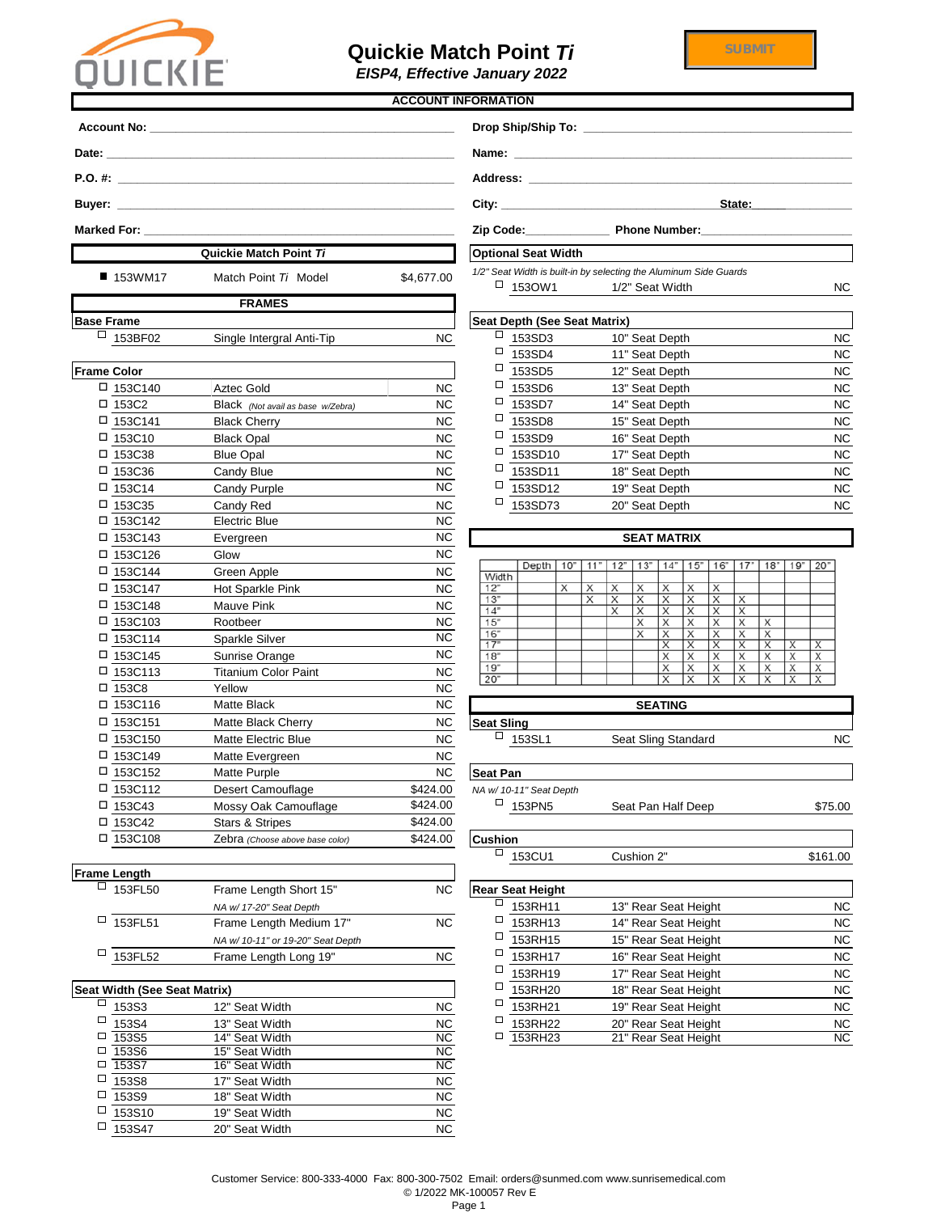# Quickie Match Point *Ti*

***EISP4, Effective January 2022***

SUBMIT

## ACCOUNT INFORMATION

**Account No:** ______________________

**Date:** ______________________

**P.O. #:** ______________________

**Buyer:** ______________________

**Marked For:** ______________________

**Drop Ship/Ship To:** ______________________

**Name:** ______________________

**Address:** ______________________

**City:** ______________________ **State:** ______

**Zip Code:** ____________ **Phone Number:** ______________________

## Quickie Match Point *Ti*

| | Code | Description | Price |
|---|---|---|---|
| ■ | 153WM17 | Match Point *Ti* Model | $4,677.00 |

## FRAMES

**Base Frame**

| | Code | Description | Price |
|---|---|---|---|
| ☐ | 153BF02 | Single Intergral Anti-Tip | NC |

**Frame Color**

| | Code | Description | Price |
|---|---|---|---|
| ☐ | 153C140 | Aztec Gold | NC |
| ☐ | 153C2 | Black *(Not avail as base w/Zebra)* | NC |
| ☐ | 153C141 | Black Cherry | NC |
| ☐ | 153C10 | Black Opal | NC |
| ☐ | 153C38 | Blue Opal | NC |
| ☐ | 153C36 | Candy Blue | NC |
| ☐ | 153C14 | Candy Purple | NC |
| ☐ | 153C35 | Candy Red | NC |
| ☐ | 153C142 | Electric Blue | NC |
| ☐ | 153C143 | Evergreen | NC |
| ☐ | 153C126 | Glow | NC |
| ☐ | 153C144 | Green Apple | NC |
| ☐ | 153C147 | Hot Sparkle Pink | NC |
| ☐ | 153C148 | Mauve Pink | NC |
| ☐ | 153C103 | Rootbeer | NC |
| ☐ | 153C114 | Sparkle Silver | NC |
| ☐ | 153C145 | Sunrise Orange | NC |
| ☐ | 153C113 | Titanium Color Paint | NC |
| ☐ | 153C8 | Yellow | NC |
| ☐ | 153C116 | Matte Black | NC |
| ☐ | 153C151 | Matte Black Cherry | NC |
| ☐ | 153C150 | Matte Electric Blue | NC |
| ☐ | 153C149 | Matte Evergreen | NC |
| ☐ | 153C152 | Matte Purple | NC |
| ☐ | 153C112 | Desert Camouflage | $424.00 |
| ☐ | 153C43 | Mossy Oak Camouflage | $424.00 |
| ☐ | 153C42 | Stars & Stripes | $424.00 |
| ☐ | 153C108 | Zebra *(Choose above base color)* | $424.00 |

**Frame Length**

| | Code | Description | Price |
|---|---|---|---|
| ☐ | 153FL50 | Frame Length Short 15" *NA w/ 17-20" Seat Depth* | NC |
| ☐ | 153FL51 | Frame Length Medium 17" *NA w/ 10-11" or 19-20" Seat Depth* | NC |
| ☐ | 153FL52 | Frame Length Long 19" | NC |

**Seat Width (See Seat Matrix)**

| | Code | Description | Price |
|---|---|---|---|
| ☐ | 153S3 | 12" Seat Width | NC |
| ☐ | 153S4 | 13" Seat Width | NC |
| ☐ | 153S5 | 14" Seat Width | NC |
| ☐ | 153S6 | 15" Seat Width | NC |
| ☐ | 153S7 | 16" Seat Width | NC |
| ☐ | 153S8 | 17" Seat Width | NC |
| ☐ | 153S9 | 18" Seat Width | NC |
| ☐ | 153S10 | 19" Seat Width | NC |
| ☐ | 153S47 | 20" Seat Width | NC |

**Optional Seat Width**

*1/2" Seat Width is built-in by selecting the Aluminum Side Guards*

| | Code | Description | Price |
|---|---|---|---|
| ☐ | 153OW1 | 1/2" Seat Width | NC |

**Seat Depth (See Seat Matrix)**

| | Code | Description | Price |
|---|---|---|---|
| ☐ | 153SD3 | 10" Seat Depth | NC |
| ☐ | 153SD4 | 11" Seat Depth | NC |
| ☐ | 153SD5 | 12" Seat Depth | NC |
| ☐ | 153SD6 | 13" Seat Depth | NC |
| ☐ | 153SD7 | 14" Seat Depth | NC |
| ☐ | 153SD8 | 15" Seat Depth | NC |
| ☐ | 153SD9 | 16" Seat Depth | NC |
| ☐ | 153SD10 | 17" Seat Depth | NC |
| ☐ | 153SD11 | 18" Seat Depth | NC |
| ☐ | 153SD12 | 19" Seat Depth | NC |
| ☐ | 153SD73 | 20" Seat Depth | NC |

## SEAT MATRIX

| Width \ Depth | 10" | 11" | 12" | 13" | 14" | 15" | 16" | 17" | 18" | 19" | 20" |
|---|---|---|---|---|---|---|---|---|---|---|---|
| 12" | X | X | X | X | X | X | X | | | | |
| 13" | | X | X | X | X | X | X | X | | | |
| 14" | | | X | X | X | X | X | X | | | |
| 15" | | | | X | X | X | X | X | X | | |
| 16" | | | | X | X | X | X | X | X | | |
| 17" | | | | | X | X | X | X | X | X | X |
| 18" | | | | | X | X | X | X | X | X | X |
| 19" | | | | | X | X | X | X | X | X | X |
| 20" | | | | | X | X | X | X | X | X | X |

## SEATING

**Seat Sling**

| | Code | Description | Price |
|---|---|---|---|
| ☐ | 153SL1 | Seat Sling Standard | NC |

**Seat Pan**

*NA w/ 10-11" Seat Depth*

| | Code | Description | Price |
|---|---|---|---|
| ☐ | 153PN5 | Seat Pan Half Deep | $75.00 |

**Cushion**

| | Code | Description | Price |
|---|---|---|---|
| ☐ | 153CU1 | Cushion 2" | $161.00 |

**Rear Seat Height**

| | Code | Description | Price |
|---|---|---|---|
| ☐ | 153RH11 | 13" Rear Seat Height | NC |
| ☐ | 153RH13 | 14" Rear Seat Height | NC |
| ☐ | 153RH15 | 15" Rear Seat Height | NC |
| ☐ | 153RH17 | 16" Rear Seat Height | NC |
| ☐ | 153RH19 | 17" Rear Seat Height | NC |
| ☐ | 153RH20 | 18" Rear Seat Height | NC |
| ☐ | 153RH21 | 19" Rear Seat Height | NC |
| ☐ | 153RH22 | 20" Rear Seat Height | NC |
| ☐ | 153RH23 | 21" Rear Seat Height | NC |

Customer Service: 800-333-4000 Fax: 800-300-7502 Email: orders@sunmed.com www.sunrisemedical.com

© 1/2022 MK-100057 Rev E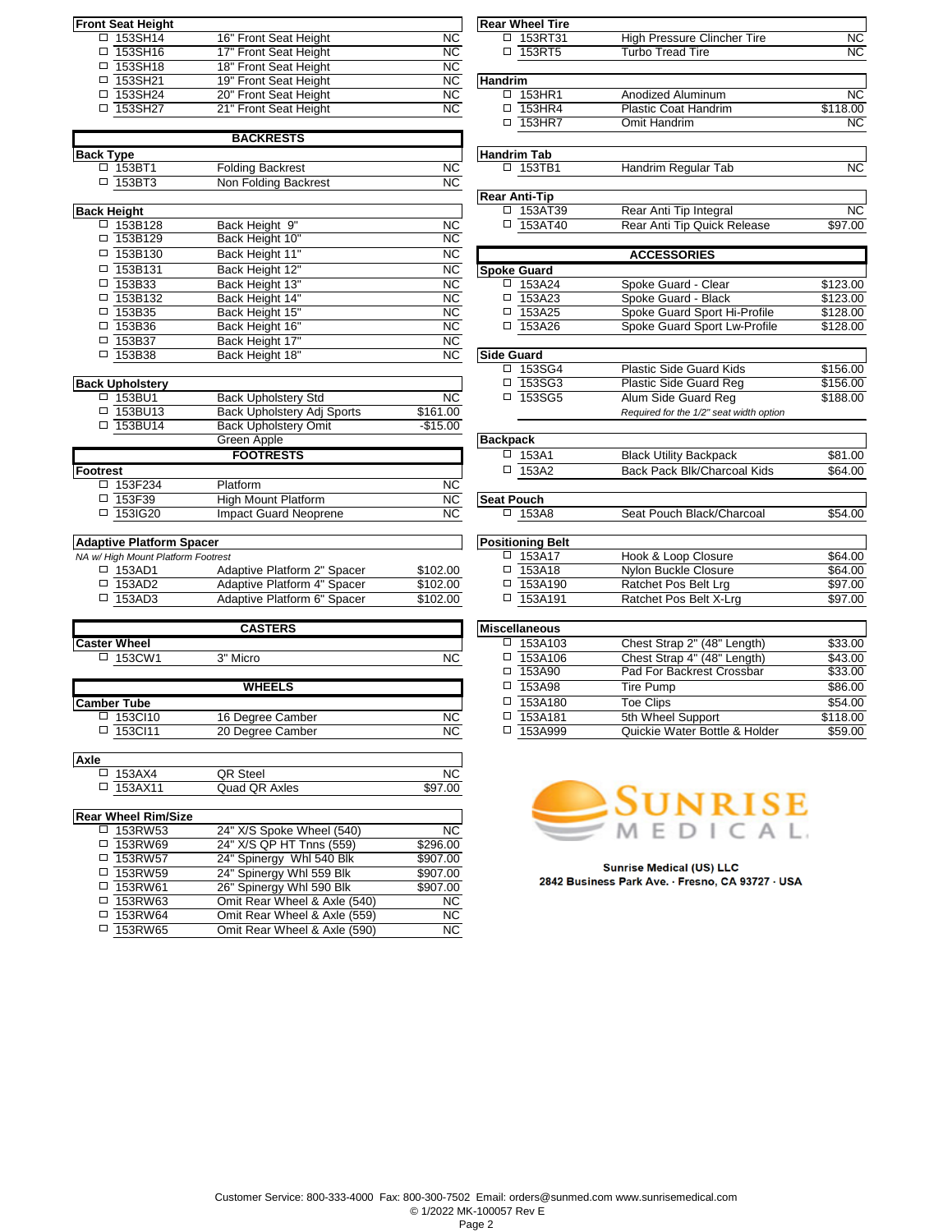**Front Seat Height**

| | | |
|---|---|---|
| ☐ 153SH14 | 16" Front Seat Height | NC |
| ☐ 153SH16 | 17" Front Seat Height | NC |
| ☐ 153SH18 | 18" Front Seat Height | NC |
| ☐ 153SH21 | 19" Front Seat Height | NC |
| ☐ 153SH24 | 20" Front Seat Height | NC |
| ☐ 153SH27 | 21" Front Seat Height | NC |

## BACKRESTS

**Back Type**

| | | |
|---|---|---|
| ☐ 153BT1 | Folding Backrest | NC |
| ☐ 153BT3 | Non Folding Backrest | NC |

**Back Height**

| | | |
|---|---|---|
| ☐ 153B128 | Back Height 9" | NC |
| ☐ 153B129 | Back Height 10" | NC |
| ☐ 153B130 | Back Height 11" | NC |
| ☐ 153B131 | Back Height 12" | NC |
| ☐ 153B33 | Back Height 13" | NC |
| ☐ 153B132 | Back Height 14" | NC |
| ☐ 153B35 | Back Height 15" | NC |
| ☐ 153B36 | Back Height 16" | NC |
| ☐ 153B37 | Back Height 17" | NC |
| ☐ 153B38 | Back Height 18" | NC |

**Back Upholstery**

| | | |
|---|---|---|
| ☐ 153BU1 | Back Upholstery Std | NC |
| ☐ 153BU13 | Back Upholstery Adj Sports | $161.00 |
| ☐ 153BU14 | Back Upholstery Omit | -$15.00 |
| | Green Apple | |

## FOOTRESTS

**Footrest**

| | | |
|---|---|---|
| ☐ 153F234 | Platform | NC |
| ☐ 153F39 | High Mount Platform | NC |
| ☐ 153IG20 | Impact Guard Neoprene | NC |

**Adaptive Platform Spacer**

*NA w/ High Mount Platform Footrest*

| | | |
|---|---|---|
| ☐ 153AD1 | Adaptive Platform 2" Spacer | $102.00 |
| ☐ 153AD2 | Adaptive Platform 4" Spacer | $102.00 |
| ☐ 153AD3 | Adaptive Platform 6" Spacer | $102.00 |

## CASTERS

**Caster Wheel**

| | | |
|---|---|---|
| ☐ 153CW1 | 3" Micro | NC |

## WHEELS

**Camber Tube**

| | | |
|---|---|---|
| ☐ 153CI10 | 16 Degree Camber | NC |
| ☐ 153CI11 | 20 Degree Camber | NC |

**Axle**

| | | |
|---|---|---|
| ☐ 153AX4 | QR Steel | NC |
| ☐ 153AX11 | Quad QR Axles | $97.00 |

**Rear Wheel Rim/Size**

| | | |
|---|---|---|
| ☐ 153RW53 | 24" X/S Spoke Wheel (540) | NC |
| ☐ 153RW69 | 24" X/S QP HT Tnns (559) | $296.00 |
| ☐ 153RW57 | 24" Spinergy Whl 540 Blk | $907.00 |
| ☐ 153RW59 | 24" Spinergy Whl 559 Blk | $907.00 |
| ☐ 153RW61 | 26" Spinergy Whl 590 Blk | $907.00 |
| ☐ 153RW63 | Omit Rear Wheel & Axle (540) | NC |
| ☐ 153RW64 | Omit Rear Wheel & Axle (559) | NC |
| ☐ 153RW65 | Omit Rear Wheel & Axle (590) | NC |

**Rear Wheel Tire**

| | | |
|---|---|---|
| ☐ 153RT31 | High Pressure Clincher Tire | NC |
| ☐ 153RT5 | Turbo Tread Tire | NC |

**Handrim**

| | | |
|---|---|---|
| ☐ 153HR1 | Anodized Aluminum | NC |
| ☐ 153HR4 | Plastic Coat Handrim | $118.00 |
| ☐ 153HR7 | Omit Handrim | NC |

**Handrim Tab**

| | | |
|---|---|---|
| ☐ 153TB1 | Handrim Regular Tab | NC |

**Rear Anti-Tip**

| | | |
|---|---|---|
| ☐ 153AT39 | Rear Anti Tip Integral | NC |
| ☐ 153AT40 | Rear Anti Tip Quick Release | $97.00 |

## ACCESSORIES

**Spoke Guard**

| | | |
|---|---|---|
| ☐ 153A24 | Spoke Guard - Clear | $123.00 |
| ☐ 153A23 | Spoke Guard - Black | $123.00 |
| ☐ 153A25 | Spoke Guard Sport Hi-Profile | $128.00 |
| ☐ 153A26 | Spoke Guard Sport Lw-Profile | $128.00 |

**Side Guard**

| | | |
|---|---|---|
| ☐ 153SG4 | Plastic Side Guard Kids | $156.00 |
| ☐ 153SG3 | Plastic Side Guard Reg | $156.00 |
| ☐ 153SG5 | Alum Side Guard Reg | $188.00 |
| | *Required for the 1/2" seat width option* | |

**Backpack**

| | | |
|---|---|---|
| ☐ 153A1 | Black Utility Backpack | $81.00 |
| ☐ 153A2 | Back Pack Blk/Charcoal Kids | $64.00 |

**Seat Pouch**

| | | |
|---|---|---|
| ☐ 153A8 | Seat Pouch Black/Charcoal | $54.00 |

**Positioning Belt**

| | | |
|---|---|---|
| ☐ 153A17 | Hook & Loop Closure | $64.00 |
| ☐ 153A18 | Nylon Buckle Closure | $64.00 |
| ☐ 153A190 | Ratchet Pos Belt Lrg | $97.00 |
| ☐ 153A191 | Ratchet Pos Belt X-Lrg | $97.00 |

**Miscellaneous**

| | | |
|---|---|---|
| ☐ 153A103 | Chest Strap 2" (48" Length) | $33.00 |
| ☐ 153A106 | Chest Strap 4" (48" Length) | $43.00 |
| ☐ 153A90 | Pad For Backrest Crossbar | $33.00 |
| ☐ 153A98 | Tire Pump | $86.00 |
| ☐ 153A180 | Toe Clips | $54.00 |
| ☐ 153A181 | 5th Wheel Support | $118.00 |
| ☐ 153A999 | Quickie Water Bottle & Holder | $59.00 |

SUNRISE MEDICAL

Sunrise Medical (US) LLC
2842 Business Park Ave. · Fresno, CA 93727 · USA

Customer Service: 800-333-4000 Fax: 800-300-7502 Email: orders@sunmed.com www.sunrisemedical.com
© 1/2022 MK-100057 Rev E